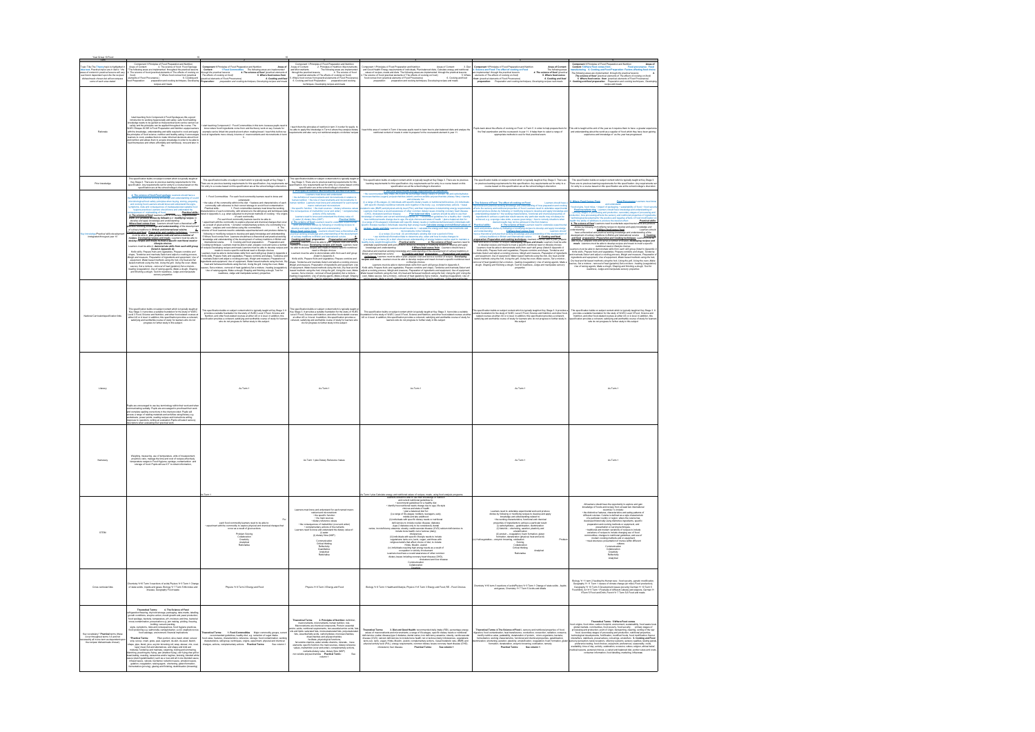| Year Group: 10 Food | | | | | | |
|---|---|---|---|---|---|---|
| Rationale | | | | | | |
| Prior knowledge | | | | | | |
| Key knowledge/Practical skills development (integrated throughout year 10) | | | | | | |
| National Curriculum/specification links | | | | | | |
| Literacy | | As Term 1 | As Term 1 | As Term 1 | As Term 1 | As Term 1 |
| Numeracy | | | As Term 1 plus Dietary Reference Values | | As Term 1 | As Term 1 |
| STEM | | As Term 1 | | | | |
| Cross curricular links | | Physics Yr 9 Term 3 Energy and Food | Physics Yr 9 Term 3 Energy and Food | | | |
| Key vocabulary/ Practical terms | | | | | | |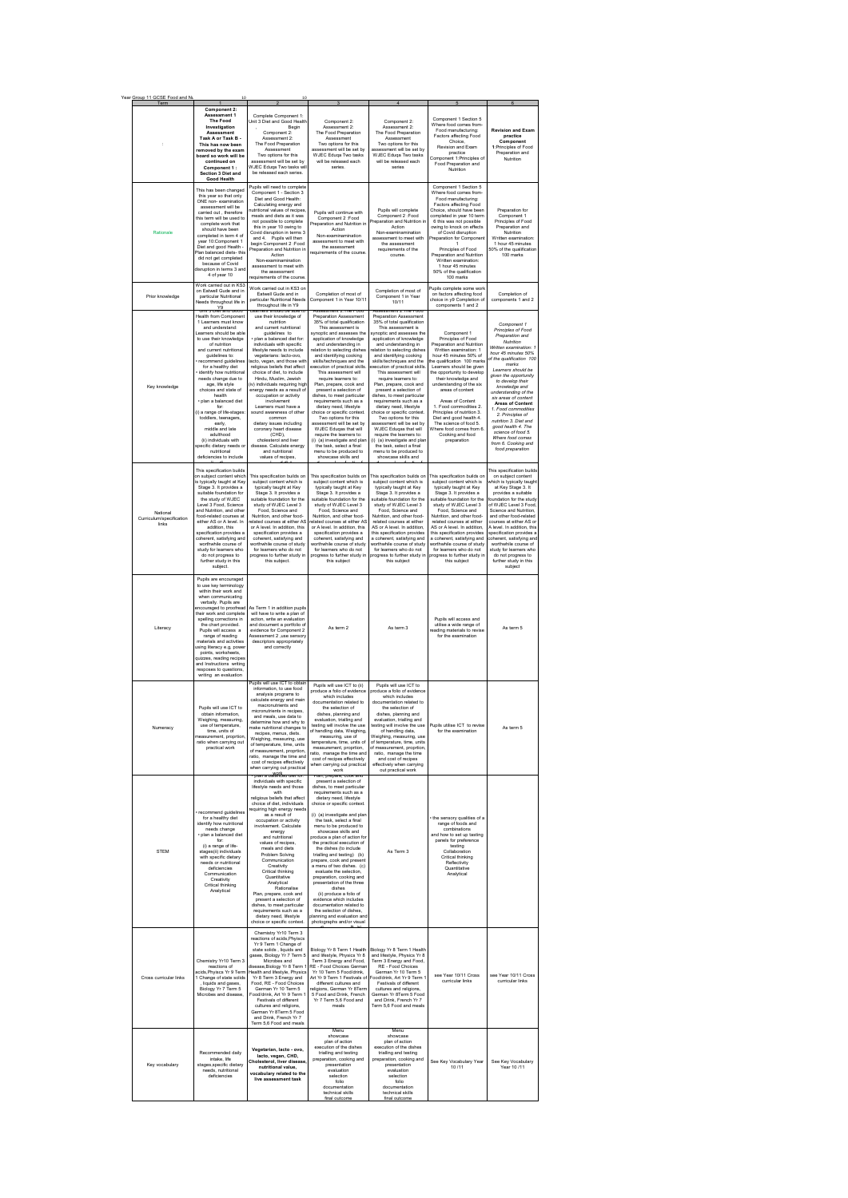Year Group 11 GCSE Food and Nu 10 10

| Term | 1 | 2 | 3 | 4 | 5 | 6 |
|---|---|---|---|---|---|---|
| : | **Component 2: Assessment 1 The Food Investigation Assessment Task A or Task B - This has now been removed by the exam board so work will be continued on Component 1 : Section 3 Diet and Good Health** | Complete Component 1: Unit 3 Diet and Good Health . Begin Component 2: Assessment 2: The Food Preparation Assessment Two options for this assessment will be set by WJEC Eduqa Two tasks will be released each series. | Component 2: Assessment 2: The Food Preparation Assessment Two options for this assessment will be set by WJEC Eduqa Two tasks will be released each series. | Component 2: Assessment 2: The Food Preparation Assessment Two options for this assessment will be set by WJEC Eduqa Two tasks will be released each series | Component 1 Section 5 Where food comes from- Food manufacturing: Factors affecting Food Choice, Revision and Exam practice Component 1:Principles of Food Preparation and Nutrition | **Revision and Exam practice Component 1**:Principles of Food Preparation and Nutrition |
| Rationale | This has been changed this year so that only ONE non- examination assessment will be carried out , therefore this term will be used to complete work that should have been completed in term 4 of year 10:Component 1 Diet and good Health - Plan balanced diets- this did not get completed because of Covid disruption in terms 3 and 4 of year 10 | Pupils will need to complete Component 1 - Section 3 Diet and Good Health: Calculating energy and nutritional values of recipes, meals and diets as it was not possible to complete this in year 10 owing to Covid disruption in terms 3 and 4. Pupils will then begin Component 2 :Food Preparation and Nutrition in Action Non-examinamination assessment to meet with the assessment requirements of the course. | Pupils will continue with Component 2 :Food Preparation and Nutrition in Action Non-examinamination assessment to meet with the assessment requirements of the course. | Pupils will complete Component 2 :Food Preparation and Nutrition in Action Non-examinamination assessment to meet with the assessment requirements of the course. | Component 1 Section 5 Where food comes from- Food manufacturing: Factors affecting Food Choice, should have been completed in year 10 term 6 this was not possible owing to knock on effects of Covid disruption Preparation for Component 1 Principles of Food Preparation and Nutrition Written examination: 1 hour 45 minutes 50% of the qualification 100 marks | Preparation for Component 1 Principles of Food Preparation and Nutrition Written examination: 1 hour 45 minutes 50% of the qualification 100 marks |
| Prior knowledge | Work carried out in KS3 on Eatwell Guide and in particular Nutritional Needs throughout life in Y9 | Work carried out in KS3 on Eatwell Guide and in particular Nutritional Needs throughout life in Y9 | Completion of most of Component 1 in Year 10/11 | Completion of most of Component 1 in Year 10/11 | Pupils complete some work on factors affecting food choice in y9 Completion of components 1 and 2 | Completion of components 1 and 2 |
| Key knowledge | Unit 3 Diet and Good Health from Component 1 Learners must know and understand: Learners should be able to use their knowledge of nutrition and current nutritional guidelines to: • recommend guidelines for a healthy diet • identify how nutritional needs change due to age, life style choices and state of health • plan a balanced diet for: (i) a range of life-stages: toddlers, teenagers, early, middle and late adulthood (ii) individuals with specific dietary needs or nutritional deficiencies to include | Learners should be able to use their knowledge of nutrition and current nutritional guidelines to • plan a balanced diet for: individuals with specific lifestyle needs to include vegetarians: lacto-ovo, lacto, vegan, and those with religious beliefs that affect choice of diet, to include Hindu, Muslim, Jewish (iv) individuals requiring high energy needs as a result of occupation or activity involvement Learners must have a sound awareness of other common dietary issues including coronary heart disease (CHD), cholesterol and liver disease. Calculate energy and nutritional values of recipes, | Assessment 2: The Food Preparation Assessment 35% of total qualification This assessment is synoptic and assesses the application of knowledge and understanding in relation to selecting dishes and identifying cooking skills/techniques and the execution of practical skills. This assessment will require learners to: Plan, prepare, cook and present a selection of dishes, to meet particular requirements such as a dietary need, lifestyle choice or specific context. Two options for this assessment will be set by WJEC Eduqas that will require the learners to: (i) (a) investigate and plan the task, select a final menu to be produced to showcase skills and | Assessment 2: The Food Preparation Assessment 35% of total qualification This assessment is synoptic and assesses the application of knowledge and understanding in relation to selecting dishes and identifying cooking skills/techniques and the execution of practical skills. This assessment will require learners to: Plan, prepare, cook and present a selection of dishes, to meet particular requirements such as a dietary need, lifestyle choice or specific context. Two options for this assessment will be set by WJEC Eduqas that will require the learners to: (i) (a) investigate and plan the task, select a final menu to be produced to showcase skills and | Component 1 Principles of Food Preparation and Nutrition Written examination: 1 hour 45 minutes 50% of the qualification 100 marks Learners should be given the opportunity to develop their knowledge and understanding of the six areas of content Areas of Content 1. Food commodities 2. Principles of nutrition 3. Diet and good health 4. The science of food 5. Where food comes from 6. Cooking and food preparation | *Component 1 Principles of Food Preparation and Nutrition Written examination: 1 hour 45 minutes 50% of the qualification 100 marks Learners should be given the opportunity to develop their knowledge and understanding of the six areas of content* ***Areas of Content*** *1. Food commodities 2. Principles of nutrition 3. Diet and good health 4. The science of food 5. Where food comes from 6. Cooking and food preparation* |
| National Curriculum/specification links | This specification builds on subject content which is typically taught at Key Stage 3. It provides a suitable foundation for the study of WJEC Level 3 Food, Science and Nutrition, and other food-related courses at either AS or A level. In addition, this specification provides a coherent, satisfying and worthwhile course of study for learners who do not progress to further study in this subject. | This specification builds on subject content which is typically taught at Key Stage 3. It provides a suitable foundation for the study of WJEC Level 3 Food, Science and Nutrition, and other food-related courses at either AS or A level. In addition, this specification provides a coherent, satisfying and worthwhile course of study for learners who do not progress to further study in this subject. | This specification builds on subject content which is typically taught at Key Stage 3. It provides a suitable foundation for the study of WJEC Level 3 Food, Science and Nutrition, and other food-related courses at either AS or A level. In addition, this specification provides a coherent, satisfying and worthwhile course of study for learners who do not progress to further study in this subject | This specification builds on subject content which is typically taught at Key Stage 3. It provides a suitable foundation for the study of WJEC Level 3 Food, Science and Nutrition, and other food-related courses at either AS or A level. In addition, this specification provides a coherent, satisfying and worthwhile course of study for learners who do not progress to further study in this subject | This specification builds on subject content which is typically taught at Key Stage 3. It provides a suitable foundation for the study of WJEC Level 3 Food, Science and Nutrition, and other food-related courses at either AS or A level. In addition, this specification provides a coherent, satisfying and worthwhile course of study for learners who do not progress to further study in this subject | This specification builds on subject content which is typically taught at Key Stage 3. It provides a suitable foundation for the study of WJEC Level 3 Food, Science and Nutrition, and other food-related courses at either AS or A level. In addition, this specification provides a coherent, satisfying and worthwhile course of study for learners who do not progress to further study in this subject |
| Literacy | Pupils are encouraged to use key terminology within their work and when communicating verbally. Pupils are encouraged to proofread their work and complete spelling corrections in the chart provided. Pupils will access a range of reading materials and activities using literacy e.g. power points, worksheets, quizzes, reading recipes and Instructions writing responses to questions, writing an evaluation | As Term 1 in addition pupils will have to write a plan of action, write an evaluation and document a portfolio of evidence for Component 2 Assessment 2 ,use sensory descriptors appropriately and correctly | As term 2 | As term 3 | Pupils will access and utilise a wide range of reading materials to revise for the examination | As term 5 |
| Numeracy | Pupils will use ICT to obtain information, Weighing, measuring, use of temperature, time, units of measurement, proportion, ratio when carrying out practical work | Pupils will use ICT to obtain information, to use food analysis programs to calculate energy and main macronutrients and micronutrients in recipes, and meals, use data to determine how and why to make nutritional changes to recipes, menus, diets. Weighing, measuring, use of temperature, time, units of measurement, proportion, ratio, manage the time and cost of recipes effectively when carrying out practical work | Pupils will use ICT to (ii) produce a folio of evidence which includes documentation related to the selection of dishes, planning and evaluation, trialling and testing will involve the use of handling data, Weighing, measuring, use of temperature, time, units of measurement, proportion, ratio, manage the time and cost of recipes effectively when carrying out practical work | Pupils will use ICT to produce a folio of evidence which includes documentation related to the selection of dishes, planning and evaluation, trialling and testing will involve the use of handling data, Weighing, measuring, use of temperature, time, units of measurement, proportion, ratio, manage the time and cost of recipes effectively when carrying out practical work | Pupils utilise ICT to revise for the examination | As term 5 |
| STEM | • recommend guidelines for a healthy diet identify how nutritional needs change • plan a balanced diet for: (i) a range of life-stages(ii) individuals with specific dietary needs or nutritional deficiencies Communication Creativity Critical thinking Analytical | • plan a balanced diet for individuals with specific lifestyle needs and those with religious beliefs that affect choice of diet, individuals requiring high energy needs as a result of occupation or activity involvement. Calculate energy and nutritional values of recipes, meals and diets Problem Solving Communication Creativity Critical thinking Quantitative Analytical Rationalise Plan, prepare, cook and present a selection of dishes, to meet particular requirements such as a dietary need, lifestyle choice or specific context. | Plan, prepare, cook and present a selection of dishes, to meet particular requirements such as a dietary need, lifestyle choice or specific context. (i) (a) investigate and plan the task, select a final menu to be produced to showcase skills and produce a plan of action for the practical execution of the dishes (to include trialling and testing) (b) prepare, cook and present a menu of two dishes. (c) evaluate the selection, preparation, cooking and presentation of the three dishes (ii) produce a folio of evidence which includes documentation related to the selection of dishes, planning and evaluation and photographs and/or visual | As Term 3 | • the sensory qualities of a range of foods and combinations and how to set up tasting panels for preference testing Collaboration Critical thinking Reflectivity Quantitative Analytical | |
| Cross curricular links | Chemistry Yr10 Term 3 reactions of acids,Physics Yr 9 Term 1 Change of state solids , liquids and gases, Biology Yr 7 Term 5 Microbes and disease, | Chemistry Yr10 Term 3 reactions of acids,Physics Yr 9 Term 1 Change of state solids , liquids and gases, Biology Yr 7 Term 5 Microbes and disease,Biology Yr 8 Term 1 Health and lifestyle, Physics Yr 8 Term 3 Energy and Food, RE - Food Choices German Yr 10 Term 5 Food/drink, Art Yr 9 Term 1 Festivals of different cultures and religions, German Yr 8Term 5 Food and Drink, French Yr 7 Term 5,6 Food and meals | Biology Yr 8 Term 1 Health and lifestyle, Physics Yr 8 Term 3 Energy and Food, RE - Food Choices German Yr 10 Term 5 Food/drink, Art Yr 9 Term 1 Festivals of different cultures and religions, German Yr 8Term 5 Food and Drink, French Yr 7 Term 5,6 Food and meals | Biology Yr 8 Term 1 Health and lifestyle, Physics Yr 8 Term 3 Energy and Food, RE - Food Choices German Yr 10 Term 5 Food/drink, Art Yr 9 Term 1 Festivals of different cultures and religions, German Yr 8Term 5 Food and Drink, French Yr 7 Term 5,6 Food and meals | see Year 10/11 Cross curricular links | see Year 10/11 Cross curricular links |
| Key vocabulary | Recommended daily intake, life stages,specific dietary needs, nutritional deficiencies | **Vegetarian, lacto - ovo, lacto, vegan, CHD, Cholesterol, liver disease, nutritional value, vocabulary related to the live assessment task** | Menu showcase plan of action execution of the dishes trialling and testing preparation, cooking and presentation evaluation selection folio documentation technical skills final outcome | Menu showcase plan of action execution of the dishes trialling and testing preparation, cooking and presentation evaluation selection folio documentation technical skills final outcome | See Key Vocabulary Year 10 /11 | See Key Vocabulary Year 10 /11 |